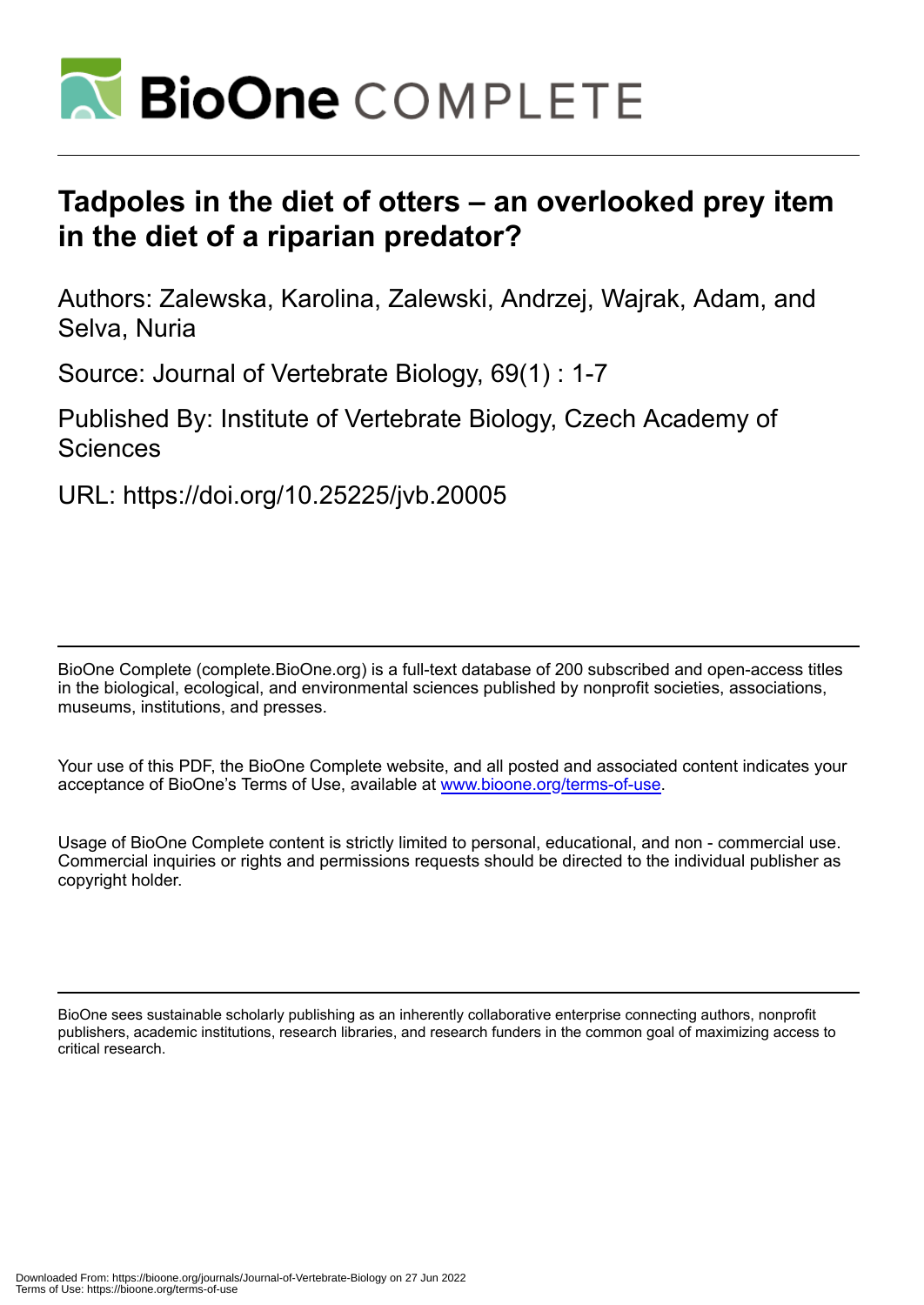# Tadpoles in the diet of otters – an overlooked prey item in the diet of a riparian predator?

Authors: Zalewska, Karolina, Zalewski, Andrzej, Wajrak, Adam, and Selva, Nuria

Source: Journal of Vertebrate Biology, 69(1) : 1-7

Published By: Institute of Vertebrate Biology, Czech Academy of Sciences

URL: https://doi.org/10.25225/jvb.20005

BioOne Complete (complete.BioOne.org) is a full-text database of 200 subscribed and open-access titles in the biological, ecological, and environmental sciences published by nonprofit societies, associations, museums, institutions, and presses.

Your use of this PDF, the BioOne Complete website, and all posted and associated content indicates your acceptance of BioOne's Terms of Use, available at www.bioone.org/terms-of-use.

Usage of BioOne Complete content is strictly limited to personal, educational, and non - commercial use. Commercial inquiries or rights and permissions requests should be directed to the individual publisher as copyright holder.

BioOne sees sustainable scholarly publishing as an inherently collaborative enterprise connecting authors, nonprofit publishers, academic institutions, research libraries, and research funders in the common goal of maximizing access to critical research.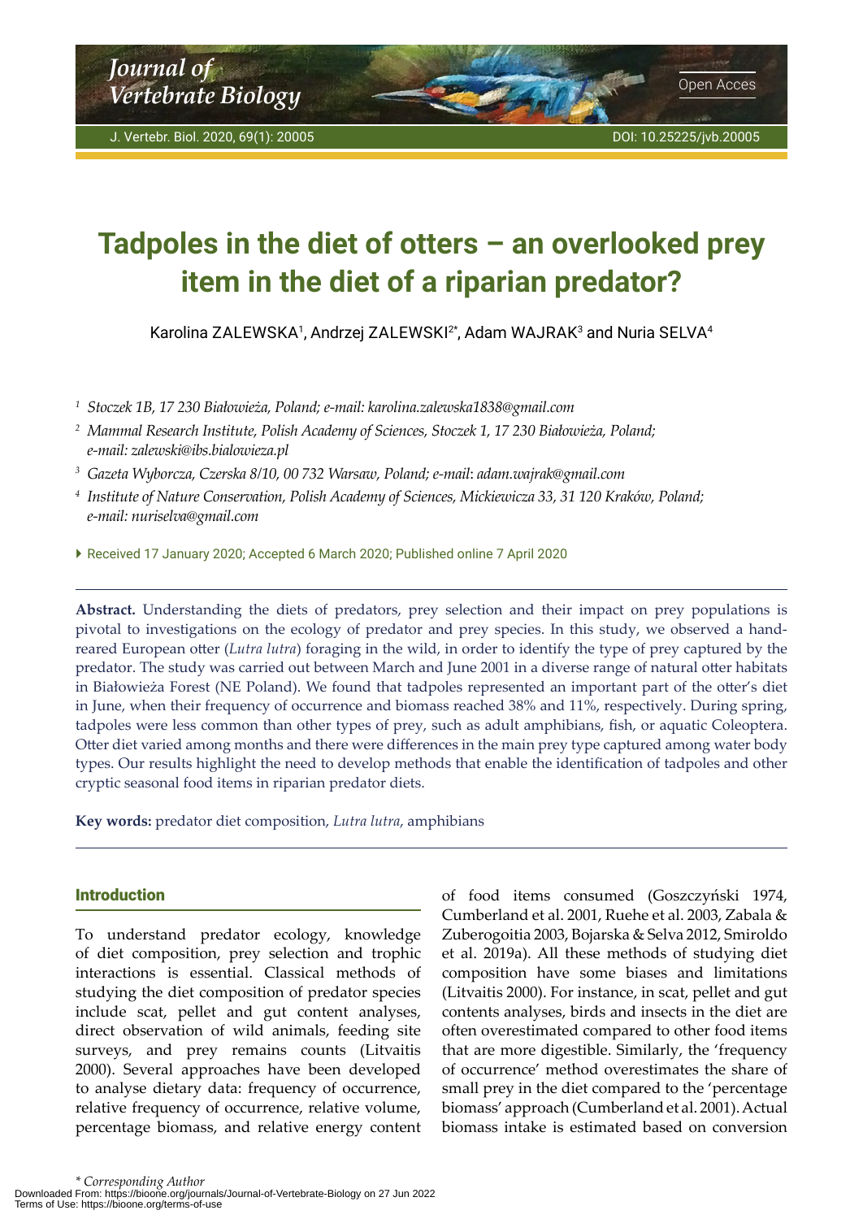# Tadpoles in the diet of otters – an overlooked prey item in the diet of a riparian predator?

Karolina ZALEWSKA[1], Andrzej ZALEWSKI[2*], Adam WAJRAK[3] and Nuria SELVA[4]

[1] *Stoczek 1B, 17 230 Białowieża, Poland; e-mail: karolina.zalewska1838@gmail.com*

[2] *Mammal Research Institute, Polish Academy of Sciences, Stoczek 1, 17 230 Białowieża, Poland; e-mail: zalewski@ibs.bialowieza.pl*

[3] *Gazeta Wyborcza, Czerska 8/10, 00 732 Warsaw, Poland; e-mail: adam.wajrak@gmail.com*

[4] *Institute of Nature Conservation, Polish Academy of Sciences, Mickiewicza 33, 31 120 Kraków, Poland; e-mail: nuriselva@gmail.com*

Received 17 January 2020; Accepted 6 March 2020; Published online 7 April 2020

**Abstract.** Understanding the diets of predators, prey selection and their impact on prey populations is pivotal to investigations on the ecology of predator and prey species. In this study, we observed a hand-reared European otter (*Lutra lutra*) foraging in the wild, in order to identify the type of prey captured by the predator. The study was carried out between March and June 2001 in a diverse range of natural otter habitats in Białowieża Forest (NE Poland). We found that tadpoles represented an important part of the otter's diet in June, when their frequency of occurrence and biomass reached 38% and 11%, respectively. During spring, tadpoles were less common than other types of prey, such as adult amphibians, fish, or aquatic Coleoptera. Otter diet varied among months and there were differences in the main prey type captured among water body types. Our results highlight the need to develop methods that enable the identification of tadpoles and other cryptic seasonal food items in riparian predator diets.

**Key words:** predator diet composition, *Lutra lutra*, amphibians

## Introduction

To understand predator ecology, knowledge of diet composition, prey selection and trophic interactions is essential. Classical methods of studying the diet composition of predator species include scat, pellet and gut content analyses, direct observation of wild animals, feeding site surveys, and prey remains counts (Litvaitis 2000). Several approaches have been developed to analyse dietary data: frequency of occurrence, relative frequency of occurrence, relative volume, percentage biomass, and relative energy content of food items consumed (Goszczyński 1974, Cumberland et al. 2001, Ruehe et al. 2003, Zabala & Zuberogoitia 2003, Bojarska & Selva 2012, Smiroldo et al. 2019a). All these methods of studying diet composition have some biases and limitations (Litvaitis 2000). For instance, in scat, pellet and gut contents analyses, birds and insects in the diet are often overestimated compared to other food items that are more digestible. Similarly, the 'frequency of occurrence' method overestimates the share of small prey in the diet compared to the 'percentage biomass' approach (Cumberland et al. 2001). Actual biomass intake is estimated based on conversion

\* *Corresponding Author*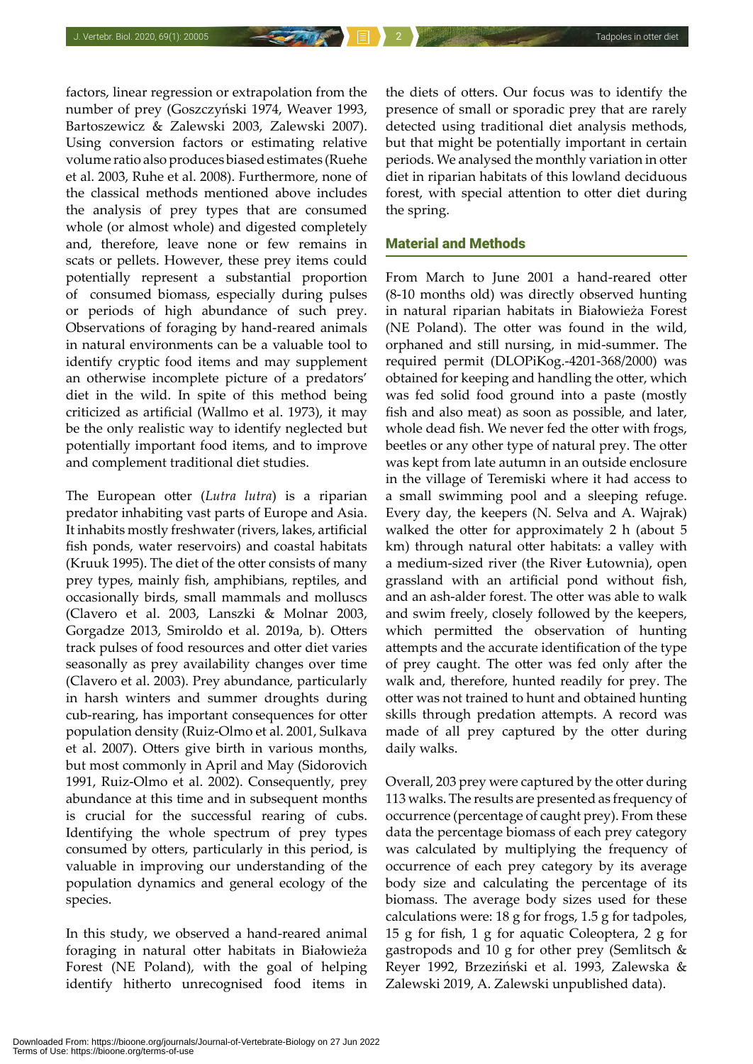factors, linear regression or extrapolation from the number of prey (Goszczyński 1974, Weaver 1993, Bartoszewicz & Zalewski 2003, Zalewski 2007). Using conversion factors or estimating relative volume ratio also produces biased estimates (Ruehe et al. 2003, Ruhe et al. 2008). Furthermore, none of the classical methods mentioned above includes the analysis of prey types that are consumed whole (or almost whole) and digested completely and, therefore, leave none or few remains in scats or pellets. However, these prey items could potentially represent a substantial proportion of consumed biomass, especially during pulses or periods of high abundance of such prey. Observations of foraging by hand-reared animals in natural environments can be a valuable tool to identify cryptic food items and may supplement an otherwise incomplete picture of a predators' diet in the wild. In spite of this method being criticized as artificial (Wallmo et al. 1973), it may be the only realistic way to identify neglected but potentially important food items, and to improve and complement traditional diet studies.

The European otter (*Lutra lutra*) is a riparian predator inhabiting vast parts of Europe and Asia. It inhabits mostly freshwater (rivers, lakes, artificial fish ponds, water reservoirs) and coastal habitats (Kruuk 1995). The diet of the otter consists of many prey types, mainly fish, amphibians, reptiles, and occasionally birds, small mammals and molluscs (Clavero et al. 2003, Lanszki & Molnar 2003, Gorgadze 2013, Smiroldo et al. 2019a, b). Otters track pulses of food resources and otter diet varies seasonally as prey availability changes over time (Clavero et al. 2003). Prey abundance, particularly in harsh winters and summer droughts during cub-rearing, has important consequences for otter population density (Ruiz-Olmo et al. 2001, Sulkava et al. 2007). Otters give birth in various months, but most commonly in April and May (Sidorovich 1991, Ruiz-Olmo et al. 2002). Consequently, prey abundance at this time and in subsequent months is crucial for the successful rearing of cubs. Identifying the whole spectrum of prey types consumed by otters, particularly in this period, is valuable in improving our understanding of the population dynamics and general ecology of the species.

In this study, we observed a hand-reared animal foraging in natural otter habitats in Białowieża Forest (NE Poland), with the goal of helping identify hitherto unrecognised food items in the diets of otters. Our focus was to identify the presence of small or sporadic prey that are rarely detected using traditional diet analysis methods, but that might be potentially important in certain periods. We analysed the monthly variation in otter diet in riparian habitats of this lowland deciduous forest, with special attention to otter diet during the spring.

## Material and Methods

From March to June 2001 a hand-reared otter (8-10 months old) was directly observed hunting in natural riparian habitats in Białowieża Forest (NE Poland). The otter was found in the wild, orphaned and still nursing, in mid-summer. The required permit (DLOPiKog.-4201-368/2000) was obtained for keeping and handling the otter, which was fed solid food ground into a paste (mostly fish and also meat) as soon as possible, and later, whole dead fish. We never fed the otter with frogs, beetles or any other type of natural prey. The otter was kept from late autumn in an outside enclosure in the village of Teremiski where it had access to a small swimming pool and a sleeping refuge. Every day, the keepers (N. Selva and A. Wajrak) walked the otter for approximately 2 h (about 5 km) through natural otter habitats: a valley with a medium-sized river (the River Łutownia), open grassland with an artificial pond without fish, and an ash-alder forest. The otter was able to walk and swim freely, closely followed by the keepers, which permitted the observation of hunting attempts and the accurate identification of the type of prey caught. The otter was fed only after the walk and, therefore, hunted readily for prey. The otter was not trained to hunt and obtained hunting skills through predation attempts. A record was made of all prey captured by the otter during daily walks.

Overall, 203 prey were captured by the otter during 113 walks. The results are presented as frequency of occurrence (percentage of caught prey). From these data the percentage biomass of each prey category was calculated by multiplying the frequency of occurrence of each prey category by its average body size and calculating the percentage of its biomass. The average body sizes used for these calculations were: 18 g for frogs, 1.5 g for tadpoles, 15 g for fish, 1 g for aquatic Coleoptera, 2 g for gastropods and 10 g for other prey (Semlitsch & Reyer 1992, Brzeziński et al. 1993, Zalewska & Zalewski 2019, A. Zalewski unpublished data).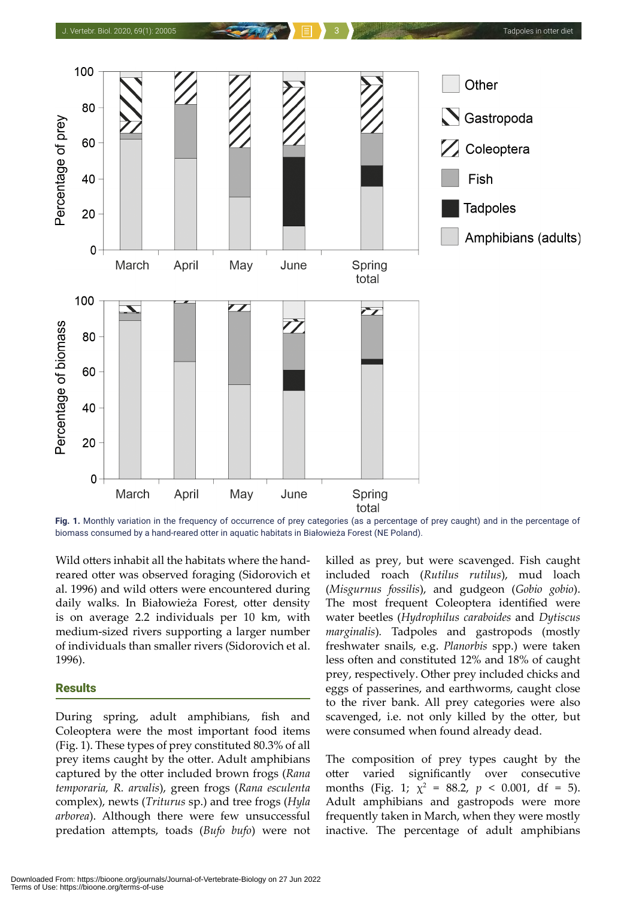Fig. 1. Monthly variation in the frequency of occurrence of prey categories (as a percentage of prey caught) and in the percentage of biomass consumed by a hand-reared otter in aquatic habitats in Białowieża Forest (NE Poland).

Wild otters inhabit all the habitats where the hand-reared otter was observed foraging (Sidorovich et al. 1996) and wild otters were encountered during daily walks. In Białowieża Forest, otter density is on average 2.2 individuals per 10 km, with medium-sized rivers supporting a larger number of individuals than smaller rivers (Sidorovich et al. 1996).

## Results

During spring, adult amphibians, fish and Coleoptera were the most important food items (Fig. 1). These types of prey constituted 80.3% of all prey items caught by the otter. Adult amphibians captured by the otter included brown frogs (*Rana temporaria, R. arvalis*), green frogs (*Rana esculenta* complex), newts (*Triturus* sp.) and tree frogs (*Hyla arborea*). Although there were few unsuccessful predation attempts, toads (*Bufo bufo*) were not killed as prey, but were scavenged. Fish caught included roach (*Rutilus rutilus*), mud loach (*Misgurnus fossilis*), and gudgeon (*Gobio gobio*). The most frequent Coleoptera identified were water beetles (*Hydrophilus caraboides* and *Dytiscus marginalis*). Tadpoles and gastropods (mostly freshwater snails, e.g. *Planorbis* spp.) were taken less often and constituted 12% and 18% of caught prey, respectively. Other prey included chicks and eggs of passerines, and earthworms, caught close to the river bank. All prey categories were also scavenged, i.e. not only killed by the otter, but were consumed when found already dead.

The composition of prey types caught by the otter varied significantly over consecutive months (Fig. 1; $\chi^2$ = 88.2, $p$ < 0.001, df = 5). Adult amphibians and gastropods were more frequently taken in March, when they were mostly inactive. The percentage of adult amphibians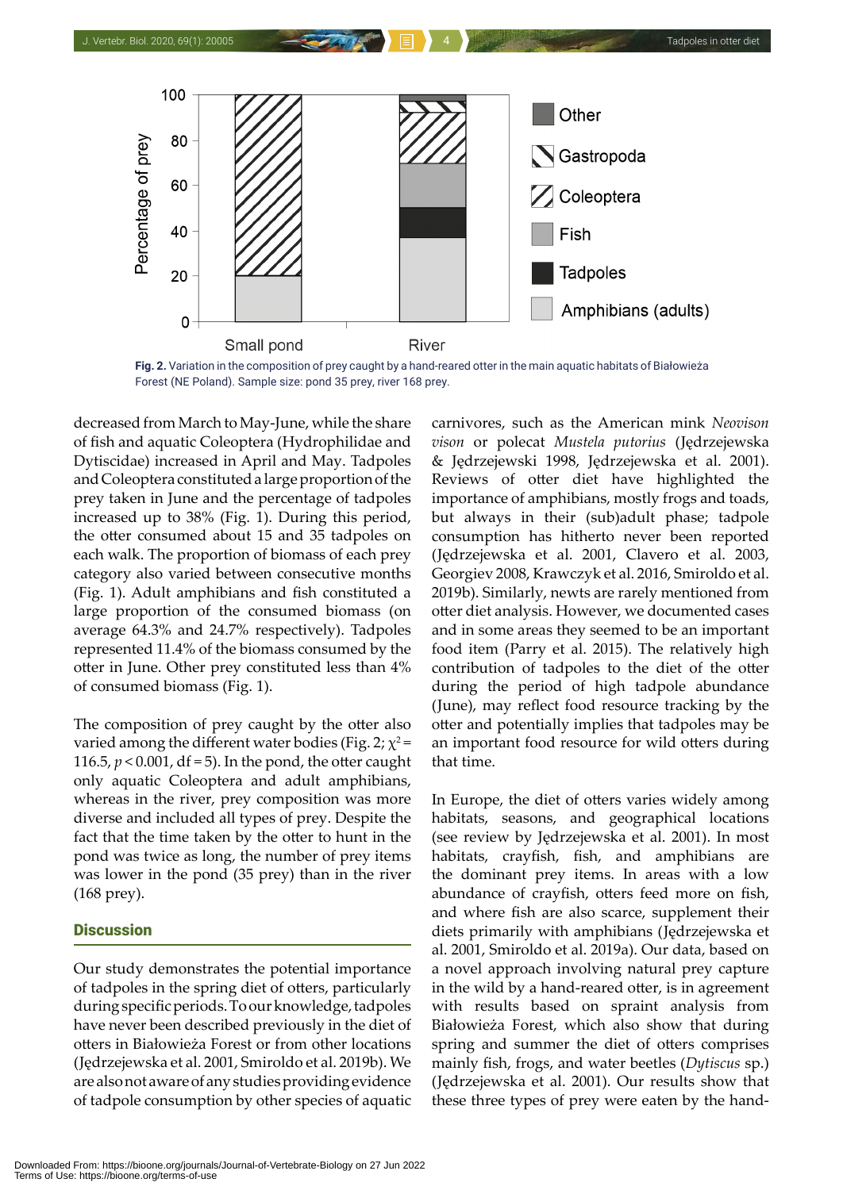Fig. 2. Variation in the composition of prey caught by a hand-reared otter in the main aquatic habitats of Białowieża Forest (NE Poland). Sample size: pond 35 prey, river 168 prey.

decreased from March to May-June, while the share of fish and aquatic Coleoptera (Hydrophilidae and Dytiscidae) increased in April and May. Tadpoles and Coleoptera constituted a large proportion of the prey taken in June and the percentage of tadpoles increased up to 38% (Fig. 1). During this period, the otter consumed about 15 and 35 tadpoles on each walk. The proportion of biomass of each prey category also varied between consecutive months (Fig. 1). Adult amphibians and fish constituted a large proportion of the consumed biomass (on average 64.3% and 24.7% respectively). Tadpoles represented 11.4% of the biomass consumed by the otter in June. Other prey constituted less than 4% of consumed biomass (Fig. 1).

The composition of prey caught by the otter also varied among the different water bodies (Fig. 2; $\chi^2 = 116.5$, $p < 0.001$, df = 5). In the pond, the otter caught only aquatic Coleoptera and adult amphibians, whereas in the river, prey composition was more diverse and included all types of prey. Despite the fact that the time taken by the otter to hunt in the pond was twice as long, the number of prey items was lower in the pond (35 prey) than in the river (168 prey).

## Discussion

Our study demonstrates the potential importance of tadpoles in the spring diet of otters, particularly during specific periods. To our knowledge, tadpoles have never been described previously in the diet of otters in Białowieża Forest or from other locations (Jędrzejewska et al. 2001, Smiroldo et al. 2019b). We are also not aware of any studies providing evidence of tadpole consumption by other species of aquatic carnivores, such as the American mink *Neovison vison* or polecat *Mustela putorius* (Jędrzejewska & Jędrzejewski 1998, Jędrzejewska et al. 2001). Reviews of otter diet have highlighted the importance of amphibians, mostly frogs and toads, but always in their (sub)adult phase; tadpole consumption has hitherto never been reported (Jędrzejewska et al. 2001, Clavero et al. 2003, Georgiev 2008, Krawczyk et al. 2016, Smiroldo et al. 2019b). Similarly, newts are rarely mentioned from otter diet analysis. However, we documented cases and in some areas they seemed to be an important food item (Parry et al. 2015). The relatively high contribution of tadpoles to the diet of the otter during the period of high tadpole abundance (June), may reflect food resource tracking by the otter and potentially implies that tadpoles may be an important food resource for wild otters during that time.

In Europe, the diet of otters varies widely among habitats, seasons, and geographical locations (see review by Jędrzejewska et al. 2001). In most habitats, crayfish, fish, and amphibians are the dominant prey items. In areas with a low abundance of crayfish, otters feed more on fish, and where fish are also scarce, supplement their diets primarily with amphibians (Jędrzejewska et al. 2001, Smiroldo et al. 2019a). Our data, based on a novel approach involving natural prey capture in the wild by a hand-reared otter, is in agreement with results based on spraint analysis from Białowieża Forest, which also show that during spring and summer the diet of otters comprises mainly fish, frogs, and water beetles (*Dytiscus* sp.) (Jędrzejewska et al. 2001). Our results show that these three types of prey were eaten by the hand-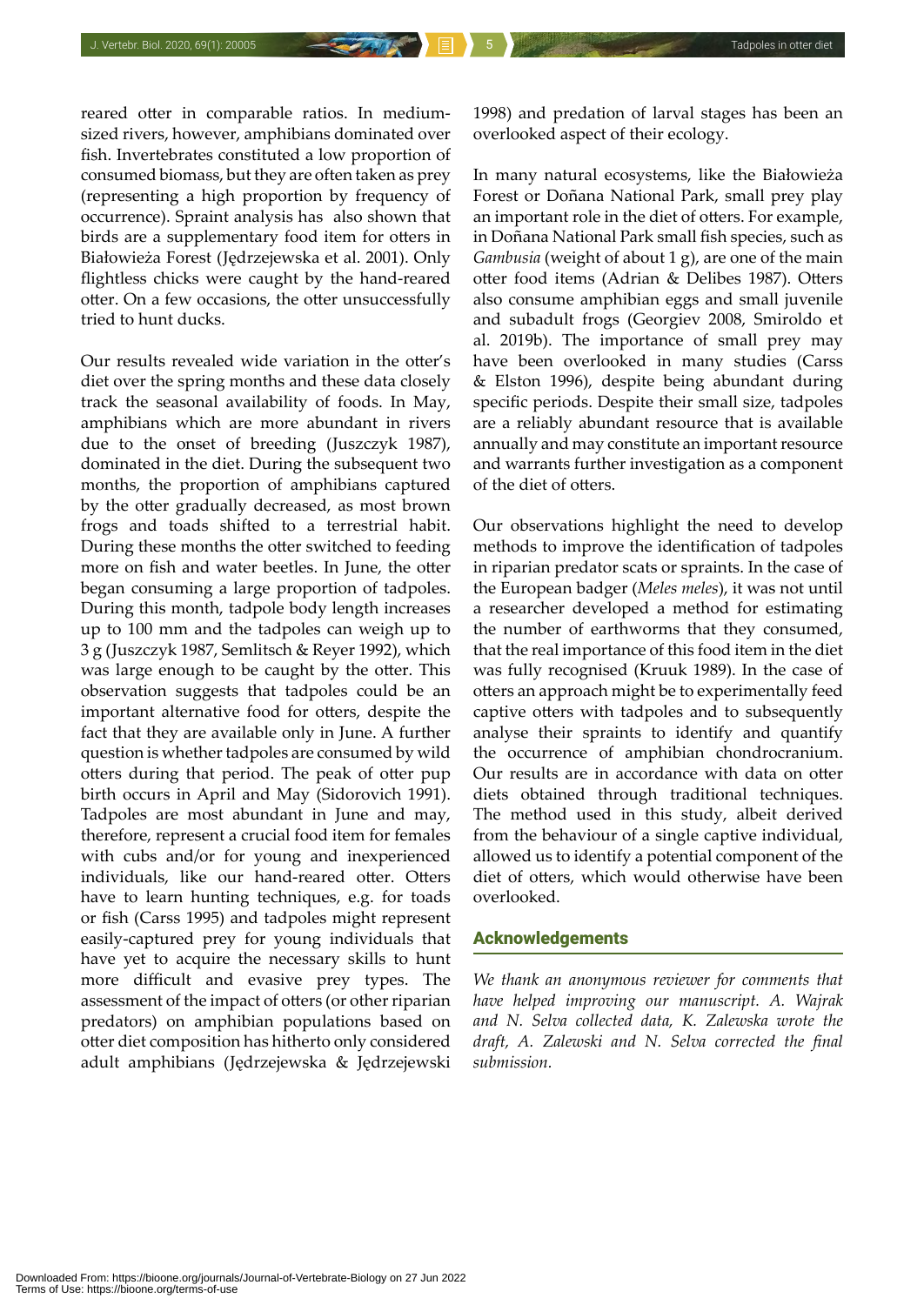reared otter in comparable ratios. In medium-sized rivers, however, amphibians dominated over fish. Invertebrates constituted a low proportion of consumed biomass, but they are often taken as prey (representing a high proportion by frequency of occurrence). Spraint analysis has also shown that birds are a supplementary food item for otters in Białowieża Forest (Jędrzejewska et al. 2001). Only flightless chicks were caught by the hand-reared otter. On a few occasions, the otter unsuccessfully tried to hunt ducks.

Our results revealed wide variation in the otter's diet over the spring months and these data closely track the seasonal availability of foods. In May, amphibians which are more abundant in rivers due to the onset of breeding (Juszczyk 1987), dominated in the diet. During the subsequent two months, the proportion of amphibians captured by the otter gradually decreased, as most brown frogs and toads shifted to a terrestrial habit. During these months the otter switched to feeding more on fish and water beetles. In June, the otter began consuming a large proportion of tadpoles. During this month, tadpole body length increases up to 100 mm and the tadpoles can weigh up to 3 g (Juszczyk 1987, Semlitsch & Reyer 1992), which was large enough to be caught by the otter. This observation suggests that tadpoles could be an important alternative food for otters, despite the fact that they are available only in June. A further question is whether tadpoles are consumed by wild otters during that period. The peak of otter pup birth occurs in April and May (Sidorovich 1991). Tadpoles are most abundant in June and may, therefore, represent a crucial food item for females with cubs and/or for young and inexperienced individuals, like our hand-reared otter. Otters have to learn hunting techniques, e.g. for toads or fish (Carss 1995) and tadpoles might represent easily-captured prey for young individuals that have yet to acquire the necessary skills to hunt more difficult and evasive prey types. The assessment of the impact of otters (or other riparian predators) on amphibian populations based on otter diet composition has hitherto only considered adult amphibians (Jędrzejewska & Jędrzejewski 1998) and predation of larval stages has been an overlooked aspect of their ecology.

In many natural ecosystems, like the Białowieża Forest or Doñana National Park, small prey play an important role in the diet of otters. For example, in Doñana National Park small fish species, such as *Gambusia* (weight of about 1 g), are one of the main otter food items (Adrian & Delibes 1987). Otters also consume amphibian eggs and small juvenile and subadult frogs (Georgiev 2008, Smiroldo et al. 2019b). The importance of small prey may have been overlooked in many studies (Carss & Elston 1996), despite being abundant during specific periods. Despite their small size, tadpoles are a reliably abundant resource that is available annually and may constitute an important resource and warrants further investigation as a component of the diet of otters.

Our observations highlight the need to develop methods to improve the identification of tadpoles in riparian predator scats or spraints. In the case of the European badger (*Meles meles*), it was not until a researcher developed a method for estimating the number of earthworms that they consumed, that the real importance of this food item in the diet was fully recognised (Kruuk 1989). In the case of otters an approach might be to experimentally feed captive otters with tadpoles and to subsequently analyse their spraints to identify and quantify the occurrence of amphibian chondrocranium. Our results are in accordance with data on otter diets obtained through traditional techniques. The method used in this study, albeit derived from the behaviour of a single captive individual, allowed us to identify a potential component of the diet of otters, which would otherwise have been overlooked.

## Acknowledgements

*We thank an anonymous reviewer for comments that have helped improving our manuscript. A. Wajrak and N. Selva collected data, K. Zalewska wrote the draft, A. Zalewski and N. Selva corrected the final submission.*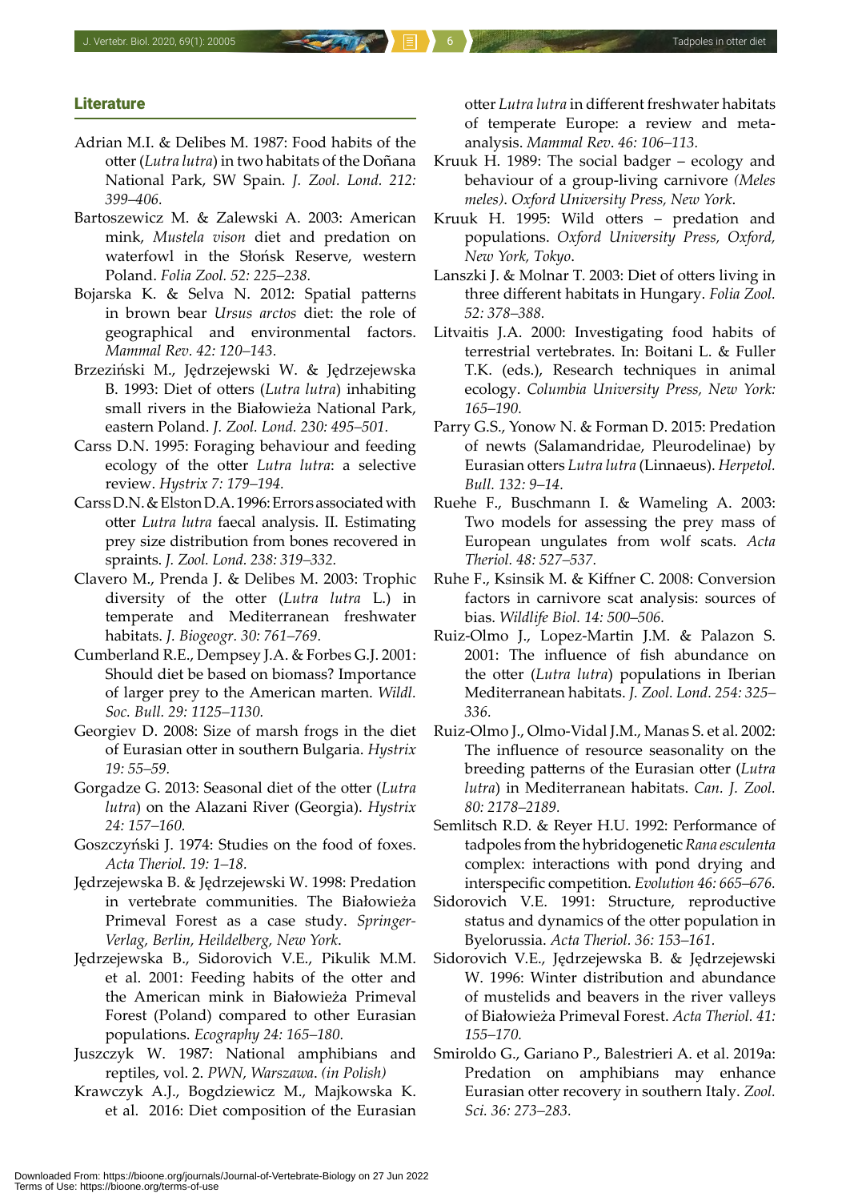## Literature

Adrian M.I. & Delibes M. 1987: Food habits of the otter (*Lutra lutra*) in two habitats of the Doñana National Park, SW Spain. *J. Zool. Lond. 212: 399–406.*

Bartoszewicz M. & Zalewski A. 2003: American mink, *Mustela vison* diet and predation on waterfowl in the Słońsk Reserve, western Poland. *Folia Zool. 52: 225–238.*

Bojarska K. & Selva N. 2012: Spatial patterns in brown bear *Ursus arctos* diet: the role of geographical and environmental factors. *Mammal Rev. 42: 120–143.*

Brzeziński M., Jędrzejewski W. & Jędrzejewska B. 1993: Diet of otters (*Lutra lutra*) inhabiting small rivers in the Białowieża National Park, eastern Poland. *J. Zool. Lond. 230: 495–501.*

Carss D.N. 1995: Foraging behaviour and feeding ecology of the otter *Lutra lutra*: a selective review. *Hystrix 7: 179–194.*

Carss D.N. & Elston D.A. 1996: Errors associated with otter *Lutra lutra* faecal analysis. II. Estimating prey size distribution from bones recovered in spraints. *J. Zool. Lond. 238: 319–332.*

Clavero M., Prenda J. & Delibes M. 2003: Trophic diversity of the otter (*Lutra lutra* L.) in temperate and Mediterranean freshwater habitats. *J. Biogeogr. 30: 761–769.*

Cumberland R.E., Dempsey J.A. & Forbes G.J. 2001: Should diet be based on biomass? Importance of larger prey to the American marten. *Wildl. Soc. Bull. 29: 1125–1130.*

Georgiev D. 2008: Size of marsh frogs in the diet of Eurasian otter in southern Bulgaria. *Hystrix 19: 55–59.*

Gorgadze G. 2013: Seasonal diet of the otter (*Lutra lutra*) on the Alazani River (Georgia). *Hystrix 24: 157–160.*

Goszczyński J. 1974: Studies on the food of foxes. *Acta Theriol. 19: 1–18.*

Jędrzejewska B. & Jędrzejewski W. 1998: Predation in vertebrate communities. The Białowieża Primeval Forest as a case study. *Springer-Verlag, Berlin, Heildelberg, New York.*

Jędrzejewska B., Sidorovich V.E., Pikulik M.M. et al. 2001: Feeding habits of the otter and the American mink in Białowieża Primeval Forest (Poland) compared to other Eurasian populations. *Ecography 24: 165–180.*

Juszczyk W. 1987: National amphibians and reptiles, vol. 2. *PWN, Warszawa. (in Polish)*

Krawczyk A.J., Bogdziewicz M., Majkowska K. et al. 2016: Diet composition of the Eurasian otter *Lutra lutra* in different freshwater habitats of temperate Europe: a review and meta-analysis. *Mammal Rev. 46: 106–113.*

Kruuk H. 1989: The social badger – ecology and behaviour of a group-living carnivore *(Meles meles). Oxford University Press, New York.*

Kruuk H. 1995: Wild otters – predation and populations. *Oxford University Press, Oxford, New York, Tokyo.*

Lanszki J. & Molnar T. 2003: Diet of otters living in three different habitats in Hungary. *Folia Zool. 52: 378–388.*

Litvaitis J.A. 2000: Investigating food habits of terrestrial vertebrates. In: Boitani L. & Fuller T.K. (eds.), Research techniques in animal ecology. *Columbia University Press, New York: 165–190.*

Parry G.S., Yonow N. & Forman D. 2015: Predation of newts (Salamandridae, Pleurodelinae) by Eurasian otters *Lutra lutra* (Linnaeus). *Herpetol. Bull. 132: 9–14.*

Ruehe F., Buschmann I. & Wameling A. 2003: Two models for assessing the prey mass of European ungulates from wolf scats. *Acta Theriol. 48: 527–537.*

Ruhe F., Ksinsik M. & Kiffner C. 2008: Conversion factors in carnivore scat analysis: sources of bias. *Wildlife Biol. 14: 500–506.*

Ruiz-Olmo J., Lopez-Martin J.M. & Palazon S. 2001: The influence of fish abundance on the otter (*Lutra lutra*) populations in Iberian Mediterranean habitats. *J. Zool. Lond. 254: 325–336.*

Ruiz-Olmo J., Olmo-Vidal J.M., Manas S. et al. 2002: The influence of resource seasonality on the breeding patterns of the Eurasian otter (*Lutra lutra*) in Mediterranean habitats. *Can. J. Zool. 80: 2178–2189.*

Semlitsch R.D. & Reyer H.U. 1992: Performance of tadpoles from the hybridogenetic *Rana esculenta* complex: interactions with pond drying and interspecific competition. *Evolution 46: 665–676.*

Sidorovich V.E. 1991: Structure, reproductive status and dynamics of the otter population in Byelorussia. *Acta Theriol. 36: 153–161.*

Sidorovich V.E., Jędrzejewska B. & Jędrzejewski W. 1996: Winter distribution and abundance of mustelids and beavers in the river valleys of Białowieża Primeval Forest. *Acta Theriol. 41: 155–170.*

Smiroldo G., Gariano P., Balestrieri A. et al. 2019a: Predation on amphibians may enhance Eurasian otter recovery in southern Italy. *Zool. Sci. 36: 273–283.*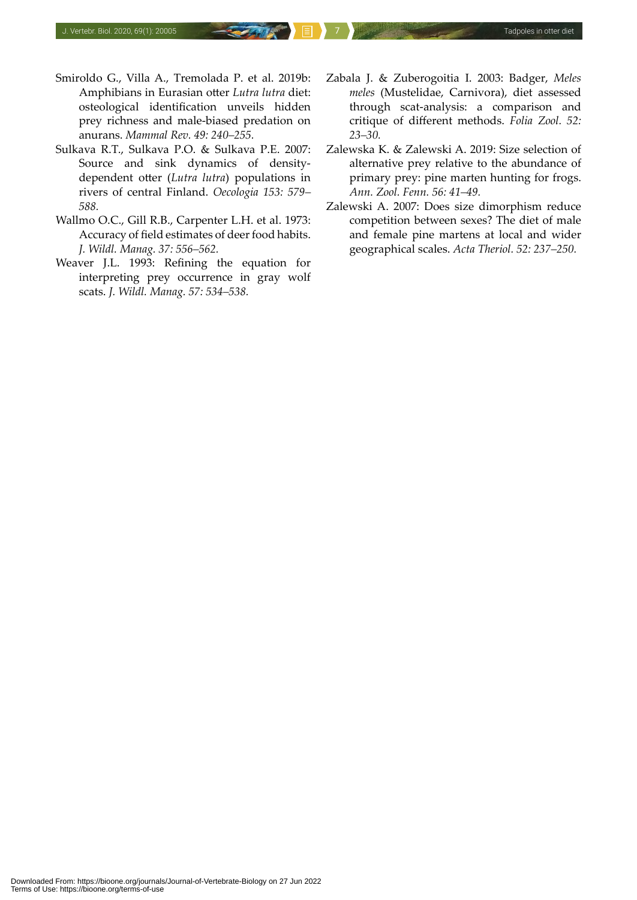Smiroldo G., Villa A., Tremolada P. et al. 2019b: Amphibians in Eurasian otter *Lutra lutra* diet: osteological identification unveils hidden prey richness and male-biased predation on anurans. *Mammal Rev. 49: 240–255.*

Sulkava R.T., Sulkava P.O. & Sulkava P.E. 2007: Source and sink dynamics of density-dependent otter (*Lutra lutra*) populations in rivers of central Finland. *Oecologia 153: 579–588.*

Wallmo O.C., Gill R.B., Carpenter L.H. et al. 1973: Accuracy of field estimates of deer food habits. *J. Wildl. Manag. 37: 556–562.*

Weaver J.L. 1993: Refining the equation for interpreting prey occurrence in gray wolf scats. *J. Wildl. Manag. 57: 534–538.*

Zabala J. & Zuberogoitia I. 2003: Badger, *Meles meles* (Mustelidae, Carnivora), diet assessed through scat-analysis: a comparison and critique of different methods. *Folia Zool. 52: 23–30.*

Zalewska K. & Zalewski A. 2019: Size selection of alternative prey relative to the abundance of primary prey: pine marten hunting for frogs. *Ann. Zool. Fenn. 56: 41–49.*

Zalewski A. 2007: Does size dimorphism reduce competition between sexes? The diet of male and female pine martens at local and wider geographical scales. *Acta Theriol. 52: 237–250.*